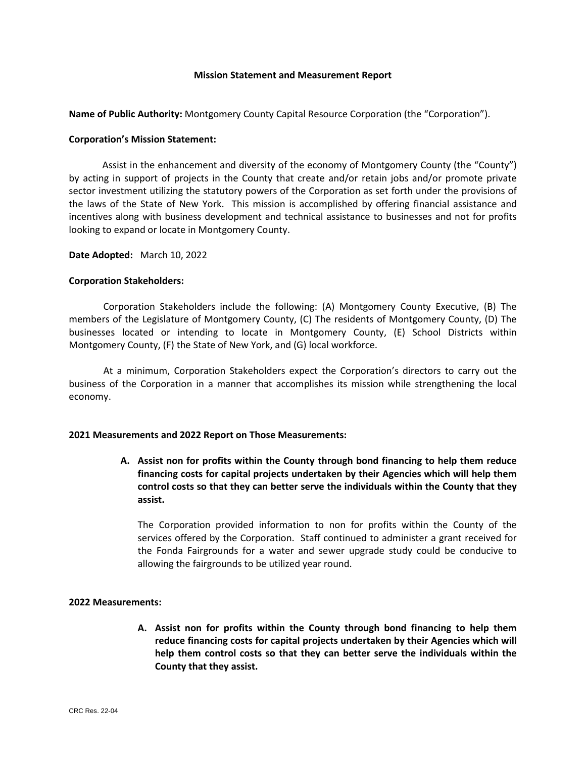# Mission Statement and Measurement Report

**Name of Public Authority:** Montgomery County Capital Resource Corporation (the "Corporation").

**Corporation's Mission Statement:**

Assist in the enhancement and diversity of the economy of Montgomery County (the "County") by acting in support of projects in the County that create and/or retain jobs and/or promote private sector investment utilizing the statutory powers of the Corporation as set forth under the provisions of the laws of the State of New York. This mission is accomplished by offering financial assistance and incentives along with business development and technical assistance to businesses and not for profits looking to expand or locate in Montgomery County.

**Date Adopted:** March 10, 2022

**Corporation Stakeholders:**

Corporation Stakeholders include the following: (A) Montgomery County Executive, (B) The members of the Legislature of Montgomery County, (C) The residents of Montgomery County, (D) The businesses located or intending to locate in Montgomery County, (E) School Districts within Montgomery County, (F) the State of New York, and (G) local workforce.

At a minimum, Corporation Stakeholders expect the Corporation's directors to carry out the business of the Corporation in a manner that accomplishes its mission while strengthening the local economy.

**2021 Measurements and 2022 Report on Those Measurements:**

**A. Assist non for profits within the County through bond financing to help them reduce financing costs for capital projects undertaken by their Agencies which will help them control costs so that they can better serve the individuals within the County that they assist.**

The Corporation provided information to non for profits within the County of the services offered by the Corporation. Staff continued to administer a grant received for the Fonda Fairgrounds for a water and sewer upgrade study could be conducive to allowing the fairgrounds to be utilized year round.

**2022 Measurements:**

**A. Assist non for profits within the County through bond financing to help them reduce financing costs for capital projects undertaken by their Agencies which will help them control costs so that they can better serve the individuals within the County that they assist.**

CRC Res. 22-04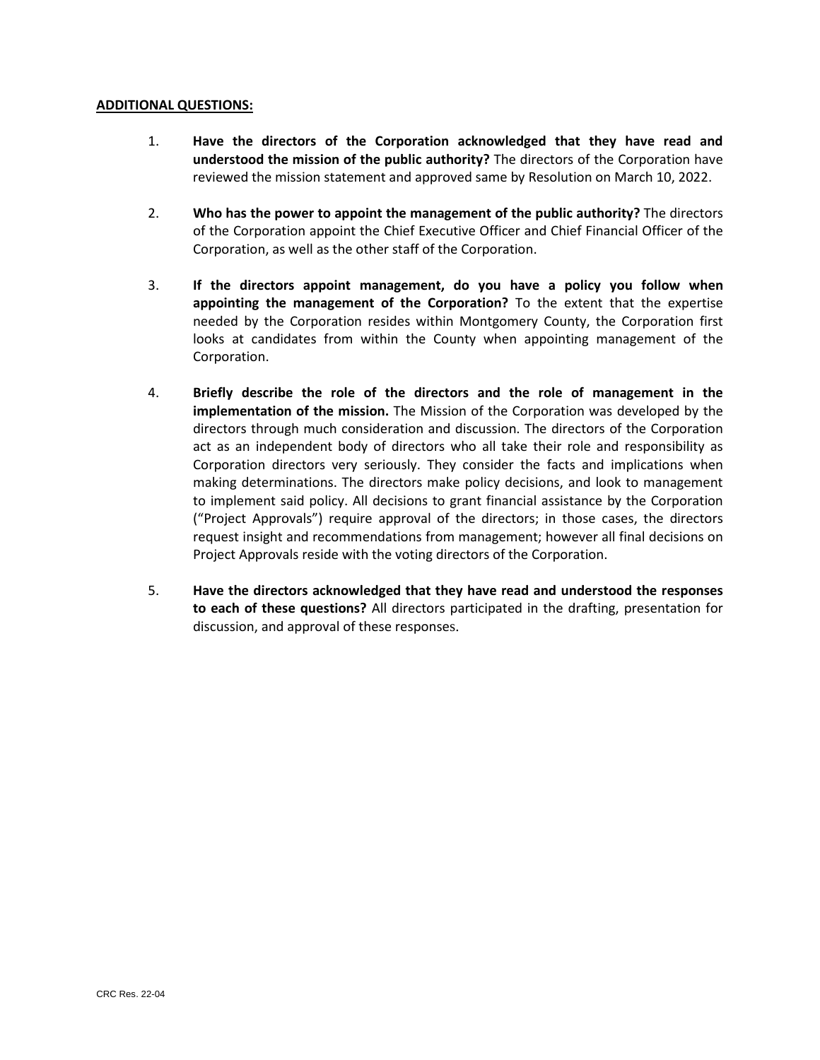**ADDITIONAL QUESTIONS:**

1. **Have the directors of the Corporation acknowledged that they have read and understood the mission of the public authority?** The directors of the Corporation have reviewed the mission statement and approved same by Resolution on March 10, 2022.

2. **Who has the power to appoint the management of the public authority?** The directors of the Corporation appoint the Chief Executive Officer and Chief Financial Officer of the Corporation, as well as the other staff of the Corporation.

3. **If the directors appoint management, do you have a policy you follow when appointing the management of the Corporation?** To the extent that the expertise needed by the Corporation resides within Montgomery County, the Corporation first looks at candidates from within the County when appointing management of the Corporation.

4. **Briefly describe the role of the directors and the role of management in the implementation of the mission.** The Mission of the Corporation was developed by the directors through much consideration and discussion. The directors of the Corporation act as an independent body of directors who all take their role and responsibility as Corporation directors very seriously. They consider the facts and implications when making determinations. The directors make policy decisions, and look to management to implement said policy. All decisions to grant financial assistance by the Corporation ("Project Approvals") require approval of the directors; in those cases, the directors request insight and recommendations from management; however all final decisions on Project Approvals reside with the voting directors of the Corporation.

5. **Have the directors acknowledged that they have read and understood the responses to each of these questions?** All directors participated in the drafting, presentation for discussion, and approval of these responses.

CRC Res. 22-04